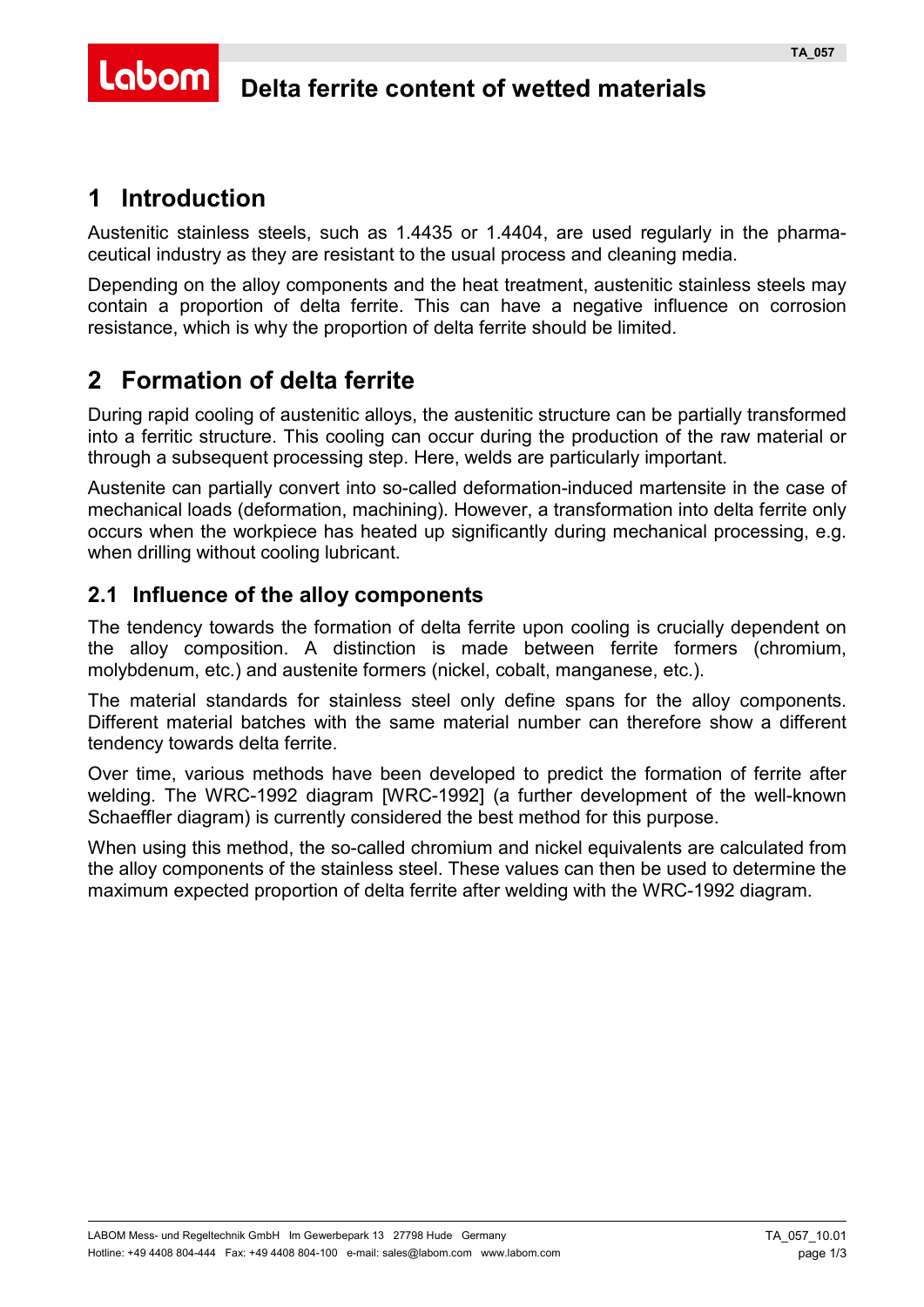# Delta ferrite content of wetted materials

## 1 Introduction

Austenitic stainless steels, such as 1.4435 or 1.4404, are used regularly in the pharmaceutical industry as they are resistant to the usual process and cleaning media.

Depending on the alloy components and the heat treatment, austenitic stainless steels may contain a proportion of delta ferrite. This can have a negative influence on corrosion resistance, which is why the proportion of delta ferrite should be limited.

## 2 Formation of delta ferrite

During rapid cooling of austenitic alloys, the austenitic structure can be partially transformed into a ferritic structure. This cooling can occur during the production of the raw material or through a subsequent processing step. Here, welds are particularly important.

Austenite can partially convert into so-called deformation-induced martensite in the case of mechanical loads (deformation, machining). However, a transformation into delta ferrite only occurs when the workpiece has heated up significantly during mechanical processing, e.g. when drilling without cooling lubricant.

### 2.1 Influence of the alloy components

The tendency towards the formation of delta ferrite upon cooling is crucially dependent on the alloy composition. A distinction is made between ferrite formers (chromium, molybdenum, etc.) and austenite formers (nickel, cobalt, manganese, etc.).

The material standards for stainless steel only define spans for the alloy components. Different material batches with the same material number can therefore show a different tendency towards delta ferrite.

Over time, various methods have been developed to predict the formation of ferrite after welding. The WRC-1992 diagram [WRC-1992] (a further development of the well-known Schaeffler diagram) is currently considered the best method for this purpose.

When using this method, the so-called chromium and nickel equivalents are calculated from the alloy components of the stainless steel. These values can then be used to determine the maximum expected proportion of delta ferrite after welding with the WRC-1992 diagram.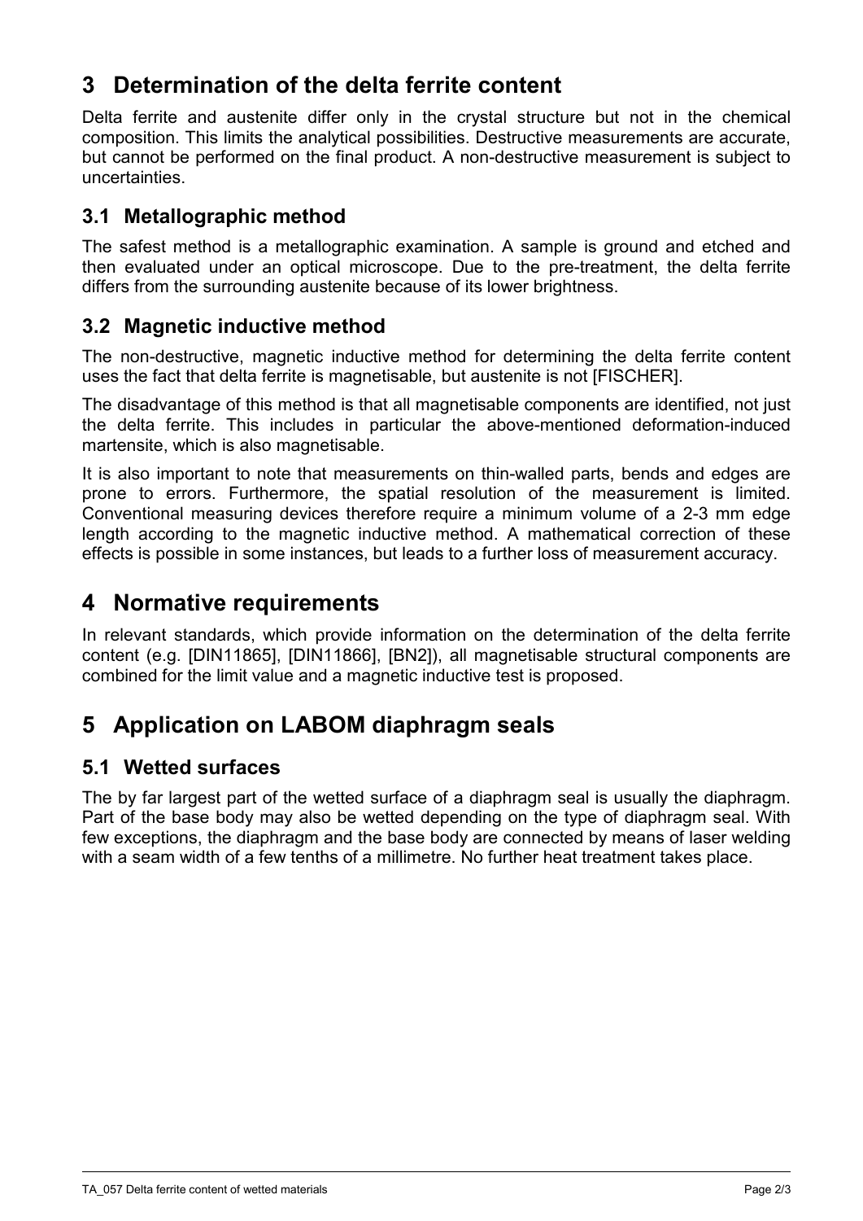# 3 Determination of the delta ferrite content

Delta ferrite and austenite differ only in the crystal structure but not in the chemical composition. This limits the analytical possibilities. Destructive measurements are accurate, but cannot be performed on the final product. A non-destructive measurement is subject to uncertainties.

## 3.1 Metallographic method

The safest method is a metallographic examination. A sample is ground and etched and then evaluated under an optical microscope. Due to the pre-treatment, the delta ferrite differs from the surrounding austenite because of its lower brightness.

## 3.2 Magnetic inductive method

The non-destructive, magnetic inductive method for determining the delta ferrite content uses the fact that delta ferrite is magnetisable, but austenite is not [FISCHER].

The disadvantage of this method is that all magnetisable components are identified, not just the delta ferrite. This includes in particular the above-mentioned deformation-induced martensite, which is also magnetisable.

It is also important to note that measurements on thin-walled parts, bends and edges are prone to errors. Furthermore, the spatial resolution of the measurement is limited. Conventional measuring devices therefore require a minimum volume of a 2-3 mm edge length according to the magnetic inductive method. A mathematical correction of these effects is possible in some instances, but leads to a further loss of measurement accuracy.

# 4 Normative requirements

In relevant standards, which provide information on the determination of the delta ferrite content (e.g. [DIN11865], [DIN11866], [BN2]), all magnetisable structural components are combined for the limit value and a magnetic inductive test is proposed.

# 5 Application on LABOM diaphragm seals

## 5.1 Wetted surfaces

The by far largest part of the wetted surface of a diaphragm seal is usually the diaphragm. Part of the base body may also be wetted depending on the type of diaphragm seal. With few exceptions, the diaphragm and the base body are connected by means of laser welding with a seam width of a few tenths of a millimetre. No further heat treatment takes place.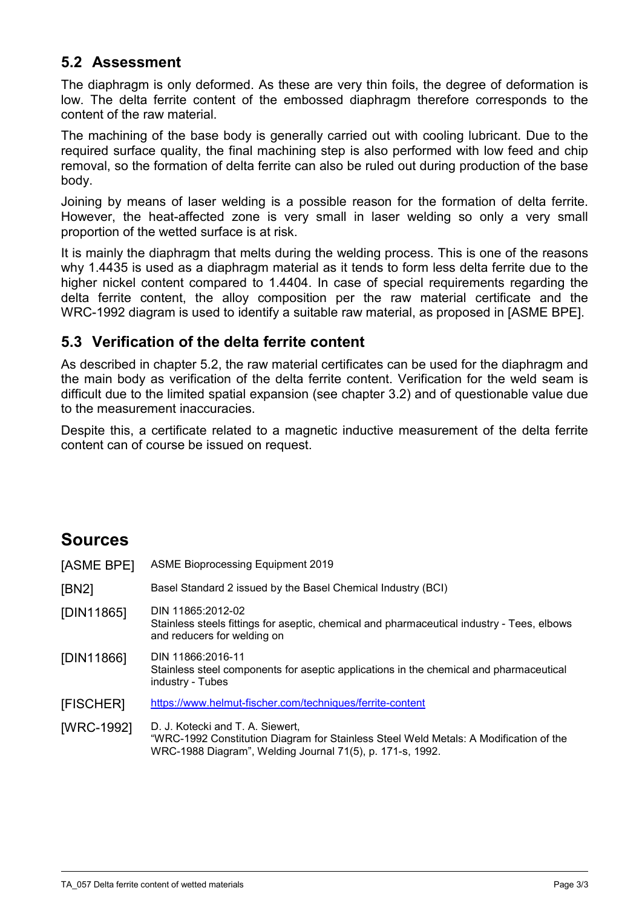## 5.2 Assessment

The diaphragm is only deformed. As these are very thin foils, the degree of deformation is low. The delta ferrite content of the embossed diaphragm therefore corresponds to the content of the raw material.

The machining of the base body is generally carried out with cooling lubricant. Due to the required surface quality, the final machining step is also performed with low feed and chip removal, so the formation of delta ferrite can also be ruled out during production of the base body.

Joining by means of laser welding is a possible reason for the formation of delta ferrite. However, the heat-affected zone is very small in laser welding so only a very small proportion of the wetted surface is at risk.

It is mainly the diaphragm that melts during the welding process. This is one of the reasons why 1.4435 is used as a diaphragm material as it tends to form less delta ferrite due to the higher nickel content compared to 1.4404. In case of special requirements regarding the delta ferrite content, the alloy composition per the raw material certificate and the WRC-1992 diagram is used to identify a suitable raw material, as proposed in [ASME BPE].

## 5.3 Verification of the delta ferrite content

As described in chapter 5.2, the raw material certificates can be used for the diaphragm and the main body as verification of the delta ferrite content. Verification for the weld seam is difficult due to the limited spatial expansion (see chapter 3.2) and of questionable value due to the measurement inaccuracies.

Despite this, a certificate related to a magnetic inductive measurement of the delta ferrite content can of course be issued on request.

# Sources

| | |
|---|---|
| [ASME BPE] | ASME Bioprocessing Equipment 2019 |
| [BN2] | Basel Standard 2 issued by the Basel Chemical Industry (BCI) |
| [DIN11865] | DIN 11865:2012-02<br>Stainless steels fittings for aseptic, chemical and pharmaceutical industry - Tees, elbows and reducers for welding on |
| [DIN11866] | DIN 11866:2016-11<br>Stainless steel components for aseptic applications in the chemical and pharmaceutical industry - Tubes |
| [FISCHER] | https://www.helmut-fischer.com/techniques/ferrite-content |
| [WRC-1992] | D. J. Kotecki and T. A. Siewert,<br>"WRC-1992 Constitution Diagram for Stainless Steel Weld Metals: A Modification of the WRC-1988 Diagram", Welding Journal 71(5), p. 171-s, 1992. |